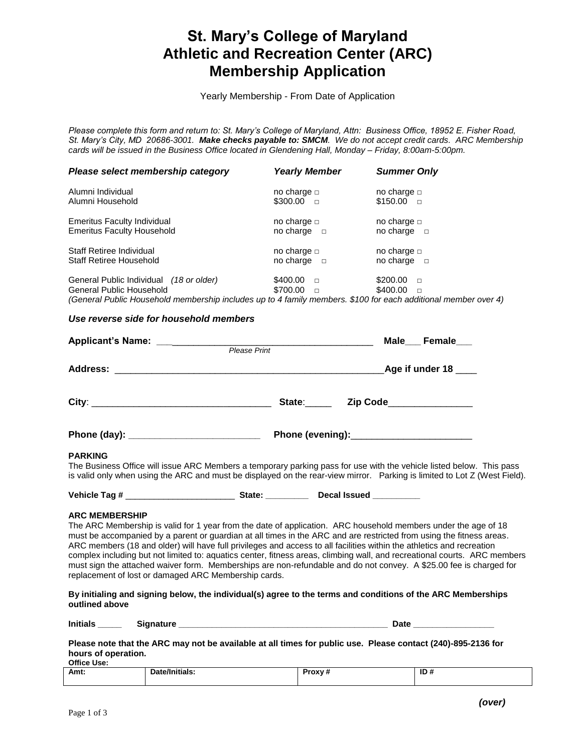# St. Mary's College of Maryland
# Athletic and Recreation Center (ARC)
# Membership Application

Yearly Membership - From Date of Application

*Please complete this form and return to: St. Mary's College of Maryland, Attn: Business Office, 18952 E. Fisher Road, St. Mary's City, MD 20686-3001.* ***Make checks payable to: SMCM****. We do not accept credit cards. ARC Membership cards will be issued in the Business Office located in Glendening Hall, Monday – Friday, 8:00am-5:00pm.*

| ***Please select membership category*** | ***Yearly Member*** | ***Summer Only*** |
|---|---|---|
| Alumni Individual | no charge □ | no charge □ |
| Alumni Household | $300.00 □ | $150.00 □ |
| Emeritus Faculty Individual | no charge □ | no charge □ |
| Emeritus Faculty Household | no charge □ | no charge □ |
| Staff Retiree Individual | no charge □ | no charge □ |
| Staff Retiree Household | no charge □ | no charge □ |
| General Public Individual *(18 or older)* | $400.00 □ | $200.00 □ |
| General Public Household | $700.00 □ | $400.00 □ |

*(General Public Household membership includes up to 4 family members. $100 for each additional member over 4)*

***Use reverse side for household members***

**Applicant's Name:** ________________________________________ **Male___ Female___**
*Please Print*

**Address:** ____________________________________________________ **Age if under 18** ____

**City**: __________________________________ **State**:_____ **Zip Code**________________

**Phone (day):** _________________________ **Phone (evening):**_______________________

**PARKING**

The Business Office will issue ARC Members a temporary parking pass for use with the vehicle listed below. This pass is valid only when using the ARC and must be displayed on the rear-view mirror. Parking is limited to Lot Z (West Field).

**Vehicle Tag #** ______________________ **State: _________ Decal Issued __________**

**ARC MEMBERSHIP**

The ARC Membership is valid for 1 year from the date of application. ARC household members under the age of 18 must be accompanied by a parent or guardian at all times in the ARC and are restricted from using the fitness areas. ARC members (18 and older) will have full privileges and access to all facilities within the athletics and recreation complex including but not limited to: aquatics center, fitness areas, climbing wall, and recreational courts. ARC members must sign the attached waiver form. Memberships are non-refundable and do not convey. A $25.00 fee is charged for replacement of lost or damaged ARC Membership cards.

**By initialing and signing below, the individual(s) agree to the terms and conditions of the ARC Memberships outlined above**

**Initials _____ Signature ____________________________________________ Date ________________**

**Please note that the ARC may not be available at all times for public use. Please contact (240)-895-2136 for hours of operation.**

**Office Use:**

| **Amt:** | **Date/Initials:** | **Proxy #** | **ID #** |
|---|---|---|---|
| | | | |

***(over)***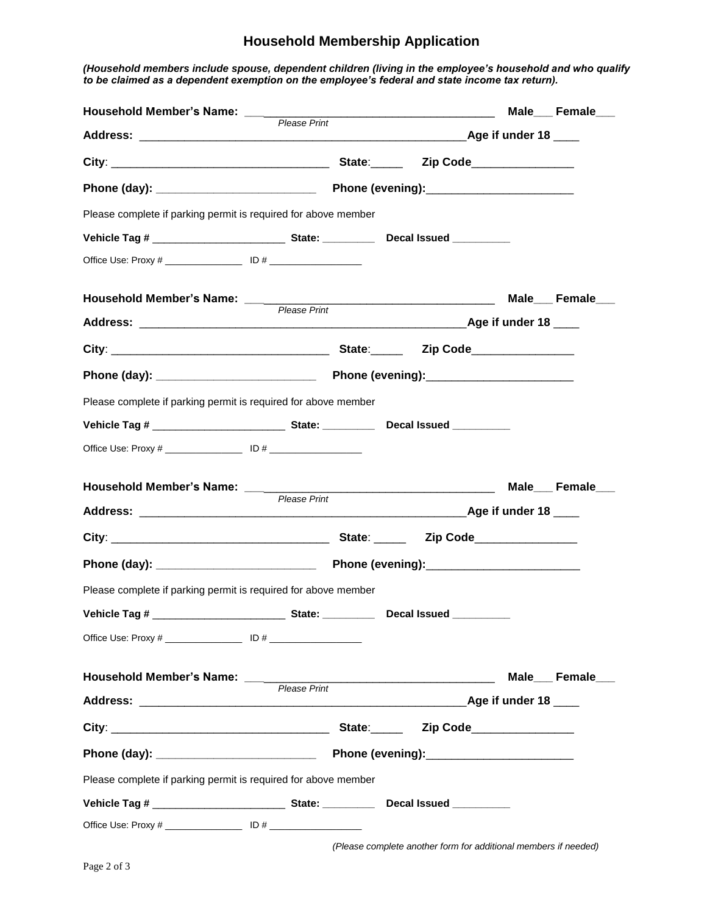# Household Membership Application

***(Household members include spouse, dependent children (living in the employee's household and who qualify to be claimed as a dependent exemption on the employee's federal and state income tax return).***

**Household Member's Name:** ______________________________________ **Male___ Female___**
*Please Print*

**Address:** ______________________________________________________ **Age if under 18** ____

**City**: ___________________________________ **State**:_____ **Zip Code**________________

**Phone (day):** __________________________ **Phone (evening):**_______________________

Please complete if parking permit is required for above member

**Vehicle Tag #** ______________________ **State:** _________ **Decal Issued** __________

Office Use: Proxy # _______________ ID # _________________

**Household Member's Name:** ______________________________________ **Male___ Female___**
*Please Print*

**Address:** ______________________________________________________ **Age if under 18** ____

**City**: ___________________________________ **State**:_____ **Zip Code**________________

**Phone (day):** __________________________ **Phone (evening):**_______________________

Please complete if parking permit is required for above member

**Vehicle Tag #** ______________________ **State:** _________ **Decal Issued** __________

Office Use: Proxy # _______________ ID # _________________

**Household Member's Name:** ______________________________________ **Male___ Female___**
*Please Print*

**Address:** ______________________________________________________ **Age if under 18** ____

**City**: ___________________________________ **State**: _____ **Zip Code**________________

**Phone (day):** __________________________ **Phone (evening):**________________________

Please complete if parking permit is required for above member

**Vehicle Tag #** ______________________ **State:** _________ **Decal Issued** __________

Office Use: Proxy # _______________ ID # _________________

**Household Member's Name:** ______________________________________ **Male___ Female___**
*Please Print*

**Address:** ______________________________________________________ **Age if under 18** ____

**City**: ___________________________________ **State**:_____ **Zip Code**________________

**Phone (day):** __________________________ **Phone (evening):**_______________________

Please complete if parking permit is required for above member

**Vehicle Tag #** ______________________ **State:** _________ **Decal Issued** __________

Office Use: Proxy # _______________ ID # _________________

*(Please complete another form for additional members if needed)*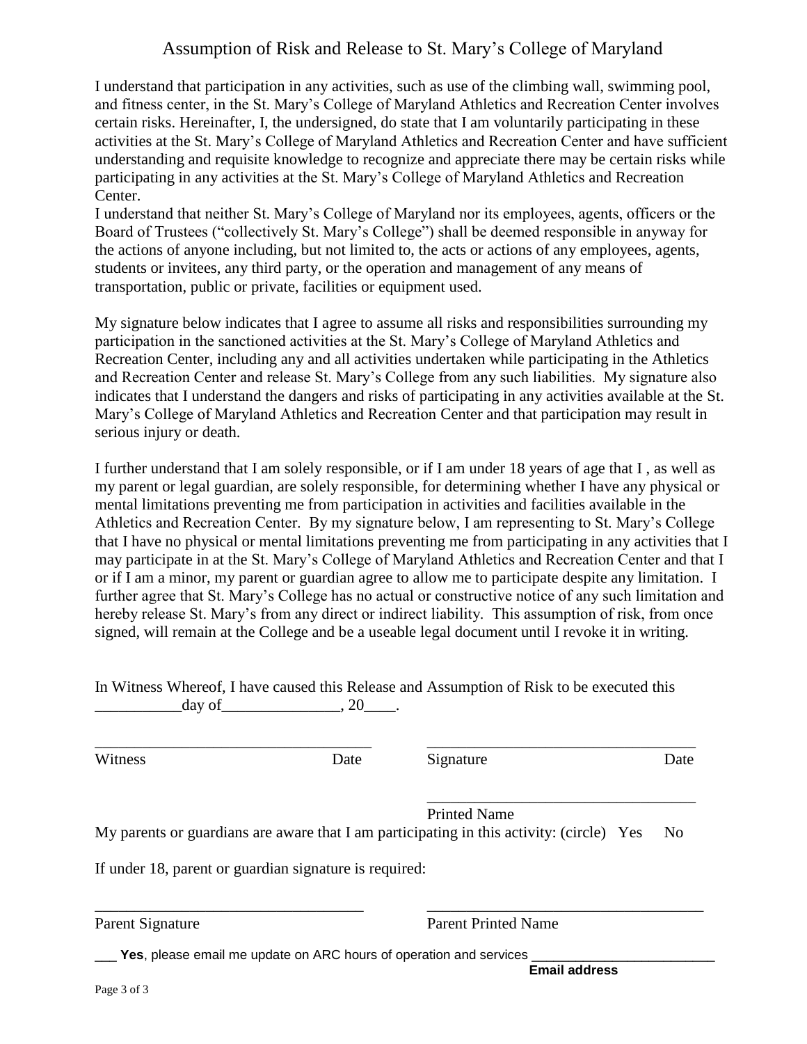# Assumption of Risk and Release to St. Mary's College of Maryland

I understand that participation in any activities, such as use of the climbing wall, swimming pool, and fitness center, in the St. Mary's College of Maryland Athletics and Recreation Center involves certain risks. Hereinafter, I, the undersigned, do state that I am voluntarily participating in these activities at the St. Mary's College of Maryland Athletics and Recreation Center and have sufficient understanding and requisite knowledge to recognize and appreciate there may be certain risks while participating in any activities at the St. Mary's College of Maryland Athletics and Recreation Center.

I understand that neither St. Mary's College of Maryland nor its employees, agents, officers or the Board of Trustees ("collectively St. Mary's College") shall be deemed responsible in anyway for the actions of anyone including, but not limited to, the acts or actions of any employees, agents, students or invitees, any third party, or the operation and management of any means of transportation, public or private, facilities or equipment used.

My signature below indicates that I agree to assume all risks and responsibilities surrounding my participation in the sanctioned activities at the St. Mary's College of Maryland Athletics and Recreation Center, including any and all activities undertaken while participating in the Athletics and Recreation Center and release St. Mary's College from any such liabilities. My signature also indicates that I understand the dangers and risks of participating in any activities available at the St. Mary's College of Maryland Athletics and Recreation Center and that participation may result in serious injury or death.

I further understand that I am solely responsible, or if I am under 18 years of age that I , as well as my parent or legal guardian, are solely responsible, for determining whether I have any physical or mental limitations preventing me from participation in activities and facilities available in the Athletics and Recreation Center. By my signature below, I am representing to St. Mary's College that I have no physical or mental limitations preventing me from participating in any activities that I may participate in at the St. Mary's College of Maryland Athletics and Recreation Center and that I or if I am a minor, my parent or guardian agree to allow me to participate despite any limitation. I further agree that St. Mary's College has no actual or constructive notice of any such limitation and hereby release St. Mary's from any direct or indirect liability. This assumption of risk, from once signed, will remain at the College and be a useable legal document until I revoke it in writing.

In Witness Whereof, I have caused this Release and Assumption of Risk to be executed this ___________day of_______________, 20____.

___________________________________ ___________________________________

Witness Date Signature Date

___________________________________

Printed Name

My parents or guardians are aware that I am participating in this activity: (circle) Yes No

If under 18, parent or guardian signature is required:

___________________________________ ___________________________________

Parent Signature Parent Printed Name

___ **Yes**, please email me update on ARC hours of operation and services _________________________

**Email address**